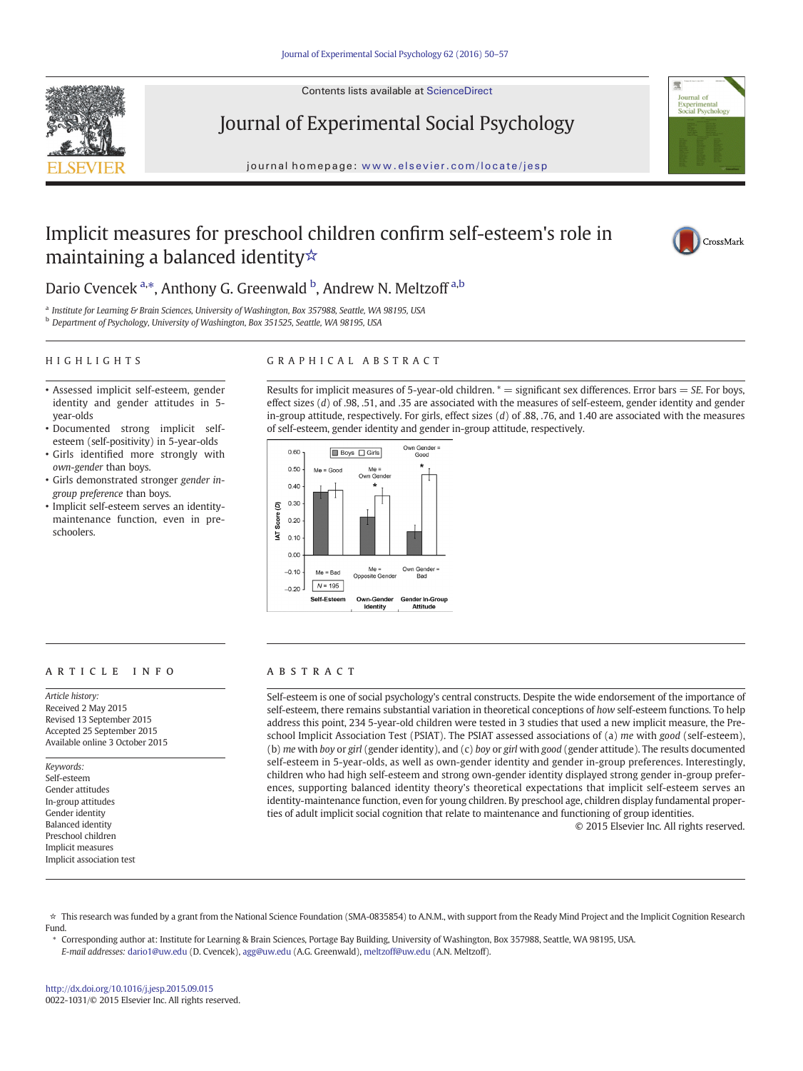# Implicit measures for preschool children confirm self-esteem's role in maintaining a balanced identity☆

Dario Cvencek [a,*], Anthony G. Greenwald [b], Andrew N. Meltzoff [a,b]

[a] Institute for Learning & Brain Sciences, University of Washington, Box 357988, Seattle, WA 98195, USA
[b] Department of Psychology, University of Washington, Box 351525, Seattle, WA 98195, USA

## HIGHLIGHTS

- Assessed implicit self-esteem, gender identity and gender attitudes in 5-year-olds
- Documented strong implicit self-esteem (self-positivity) in 5-year-olds
- Girls identified more strongly with *own-gender* than boys.
- Girls demonstrated stronger *gender in-group preference* than boys.
- Implicit self-esteem serves an identity-maintenance function, even in preschoolers.

## GRAPHICAL ABSTRACT

Results for implicit measures of 5-year-old children. * = significant sex differences. Error bars = *SE*. For boys, effect sizes (*d*) of .98, .51, and .35 are associated with the measures of self-esteem, gender identity and gender in-group attitude, respectively. For girls, effect sizes (*d*) of .88, .76, and 1.40 are associated with the measures of self-esteem, gender identity and gender in-group attitude, respectively.

## ARTICLE INFO

*Article history:*
Received 2 May 2015
Revised 13 September 2015
Accepted 25 September 2015
Available online 3 October 2015

*Keywords:*
Self-esteem
Gender attitudes
In-group attitudes
Gender identity
Balanced identity
Preschool children
Implicit measures
Implicit association test

## ABSTRACT

Self-esteem is one of social psychology's central constructs. Despite the wide endorsement of the importance of self-esteem, there remains substantial variation in theoretical conceptions of *how* self-esteem functions. To help address this point, 234 5-year-old children were tested in 3 studies that used a new implicit measure, the Preschool Implicit Association Test (PSIAT). The PSIAT assessed associations of (a) *me* with *good* (self-esteem), (b) *me* with *boy* or *girl* (gender identity), and (c) *boy* or *girl* with *good* (gender attitude). The results documented self-esteem in 5-year-olds, as well as own-gender identity and gender in-group preferences. Interestingly, children who had high self-esteem and strong own-gender identity displayed strong gender in-group preferences, supporting balanced identity theory's theoretical expectations that implicit self-esteem serves an identity-maintenance function, even for young children. By preschool age, children display fundamental properties of adult implicit social cognition that relate to maintenance and functioning of group identities.

© 2015 Elsevier Inc. All rights reserved.

---

☆ This research was funded by a grant from the National Science Foundation (SMA-0835854) to A.N.M., with support from the Ready Mind Project and the Implicit Cognition Research Fund.

\* Corresponding author at: Institute for Learning & Brain Sciences, Portage Bay Building, University of Washington, Box 357988, Seattle, WA 98195, USA.
*E-mail addresses:* dario1@uw.edu (D. Cvencek), agg@uw.edu (A.G. Greenwald), meltzoff@uw.edu (A.N. Meltzoff).

http://dx.doi.org/10.1016/j.jesp.2015.09.015
0022-1031/© 2015 Elsevier Inc. All rights reserved.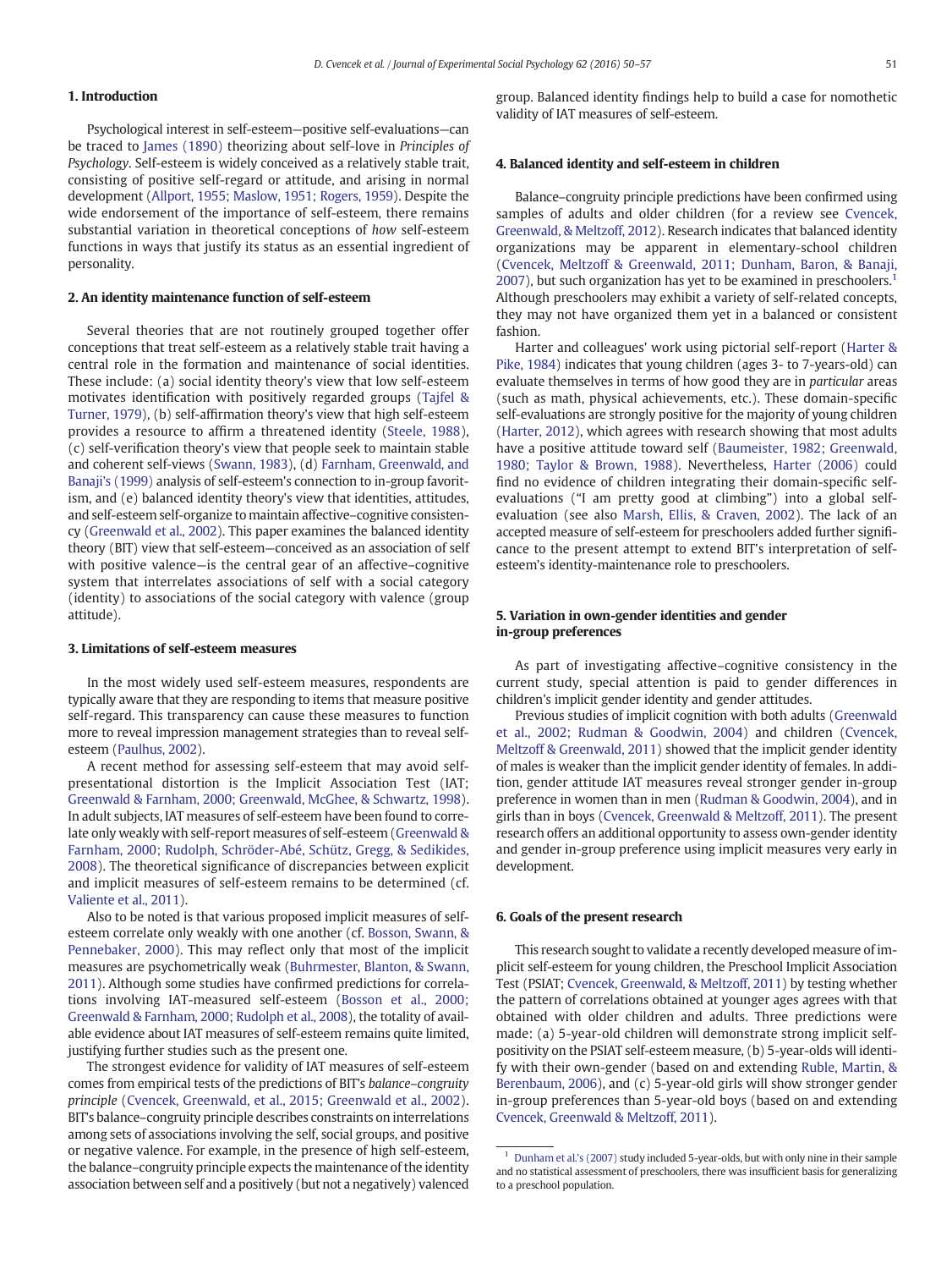## 1. Introduction

Psychological interest in self-esteem—positive self-evaluations—can be traced to James (1890) theorizing about self-love in *Principles of Psychology*. Self-esteem is widely conceived as a relatively stable trait, consisting of positive self-regard or attitude, and arising in normal development (Allport, 1955; Maslow, 1951; Rogers, 1959). Despite the wide endorsement of the importance of self-esteem, there remains substantial variation in theoretical conceptions of *how* self-esteem functions in ways that justify its status as an essential ingredient of personality.

## 2. An identity maintenance function of self-esteem

Several theories that are not routinely grouped together offer conceptions that treat self-esteem as a relatively stable trait having a central role in the formation and maintenance of social identities. These include: (a) social identity theory's view that low self-esteem motivates identification with positively regarded groups (Tajfel & Turner, 1979), (b) self-affirmation theory's view that high self-esteem provides a resource to affirm a threatened identity (Steele, 1988), (c) self-verification theory's view that people seek to maintain stable and coherent self-views (Swann, 1983), (d) Farnham, Greenwald, and Banaji's (1999) analysis of self-esteem's connection to in-group favoritism, and (e) balanced identity theory's view that identities, attitudes, and self-esteem self-organize to maintain affective–cognitive consistency (Greenwald et al., 2002). This paper examines the balanced identity theory (BIT) view that self-esteem—conceived as an association of self with positive valence—is the central gear of an affective–cognitive system that interrelates associations of self with a social category (identity) to associations of the social category with valence (group attitude).

## 3. Limitations of self-esteem measures

In the most widely used self-esteem measures, respondents are typically aware that they are responding to items that measure positive self-regard. This transparency can cause these measures to function more to reveal impression management strategies than to reveal self-esteem (Paulhus, 2002).

A recent method for assessing self-esteem that may avoid self-presentational distortion is the Implicit Association Test (IAT; Greenwald & Farnham, 2000; Greenwald, McGhee, & Schwartz, 1998). In adult subjects, IAT measures of self-esteem have been found to correlate only weakly with self-report measures of self-esteem (Greenwald & Farnham, 2000; Rudolph, Schröder-Abé, Schütz, Gregg, & Sedikides, 2008). The theoretical significance of discrepancies between explicit and implicit measures of self-esteem remains to be determined (cf. Valiente et al., 2011).

Also to be noted is that various proposed implicit measures of self-esteem correlate only weakly with one another (cf. Bosson, Swann, & Pennebaker, 2000). This may reflect only that most of the implicit measures are psychometrically weak (Buhrmester, Blanton, & Swann, 2011). Although some studies have confirmed predictions for correlations involving IAT-measured self-esteem (Bosson et al., 2000; Greenwald & Farnham, 2000; Rudolph et al., 2008), the totality of available evidence about IAT measures of self-esteem remains quite limited, justifying further studies such as the present one.

The strongest evidence for validity of IAT measures of self-esteem comes from empirical tests of the predictions of BIT's *balance–congruity principle* (Cvencek, Greenwald, et al., 2015; Greenwald et al., 2002). BIT's balance–congruity principle describes constraints on interrelations among sets of associations involving the self, social groups, and positive or negative valence. For example, in the presence of high self-esteem, the balance–congruity principle expects the maintenance of the identity association between self and a positively (but not a negatively) valenced group. Balanced identity findings help to build a case for nomothetic validity of IAT measures of self-esteem.

## 4. Balanced identity and self-esteem in children

Balance–congruity principle predictions have been confirmed using samples of adults and older children (for a review see Cvencek, Greenwald, & Meltzoff, 2012). Research indicates that balanced identity organizations may be apparent in elementary-school children (Cvencek, Meltzoff & Greenwald, 2011; Dunham, Baron, & Banaji, 2007), but such organization has yet to be examined in preschoolers.[1] Although preschoolers may exhibit a variety of self-related concepts, they may not have organized them yet in a balanced or consistent fashion.

Harter and colleagues' work using pictorial self-report (Harter & Pike, 1984) indicates that young children (ages 3- to 7-years-old) can evaluate themselves in terms of how good they are in *particular* areas (such as math, physical achievements, etc.). These domain-specific self-evaluations are strongly positive for the majority of young children (Harter, 2012), which agrees with research showing that most adults have a positive attitude toward self (Baumeister, 1982; Greenwald, 1980; Taylor & Brown, 1988). Nevertheless, Harter (2006) could find no evidence of children integrating their domain-specific self-evaluations ("I am pretty good at climbing") into a global self-evaluation (see also Marsh, Ellis, & Craven, 2002). The lack of an accepted measure of self-esteem for preschoolers added further significance to the present attempt to extend BIT's interpretation of self-esteem's identity-maintenance role to preschoolers.

## 5. Variation in own-gender identities and gender in-group preferences

As part of investigating affective–cognitive consistency in the current study, special attention is paid to gender differences in children's implicit gender identity and gender attitudes.

Previous studies of implicit cognition with both adults (Greenwald et al., 2002; Rudman & Goodwin, 2004) and children (Cvencek, Meltzoff & Greenwald, 2011) showed that the implicit gender identity of males is weaker than the implicit gender identity of females. In addition, gender attitude IAT measures reveal stronger gender in-group preference in women than in men (Rudman & Goodwin, 2004), and in girls than in boys (Cvencek, Greenwald & Meltzoff, 2011). The present research offers an additional opportunity to assess own-gender identity and gender in-group preference using implicit measures very early in development.

## 6. Goals of the present research

This research sought to validate a recently developed measure of implicit self-esteem for young children, the Preschool Implicit Association Test (PSIAT; Cvencek, Greenwald, & Meltzoff, 2011) by testing whether the pattern of correlations obtained at younger ages agrees with that obtained with older children and adults. Three predictions were made: (a) 5-year-old children will demonstrate strong implicit self-positivity on the PSIAT self-esteem measure, (b) 5-year-olds will identify with their own-gender (based on and extending Ruble, Martin, & Berenbaum, 2006), and (c) 5-year-old girls will show stronger gender in-group preferences than 5-year-old boys (based on and extending Cvencek, Greenwald & Meltzoff, 2011).

---

[1] Dunham et al.'s (2007) study included 5-year-olds, but with only nine in their sample and no statistical assessment of preschoolers, there was insufficient basis for generalizing to a preschool population.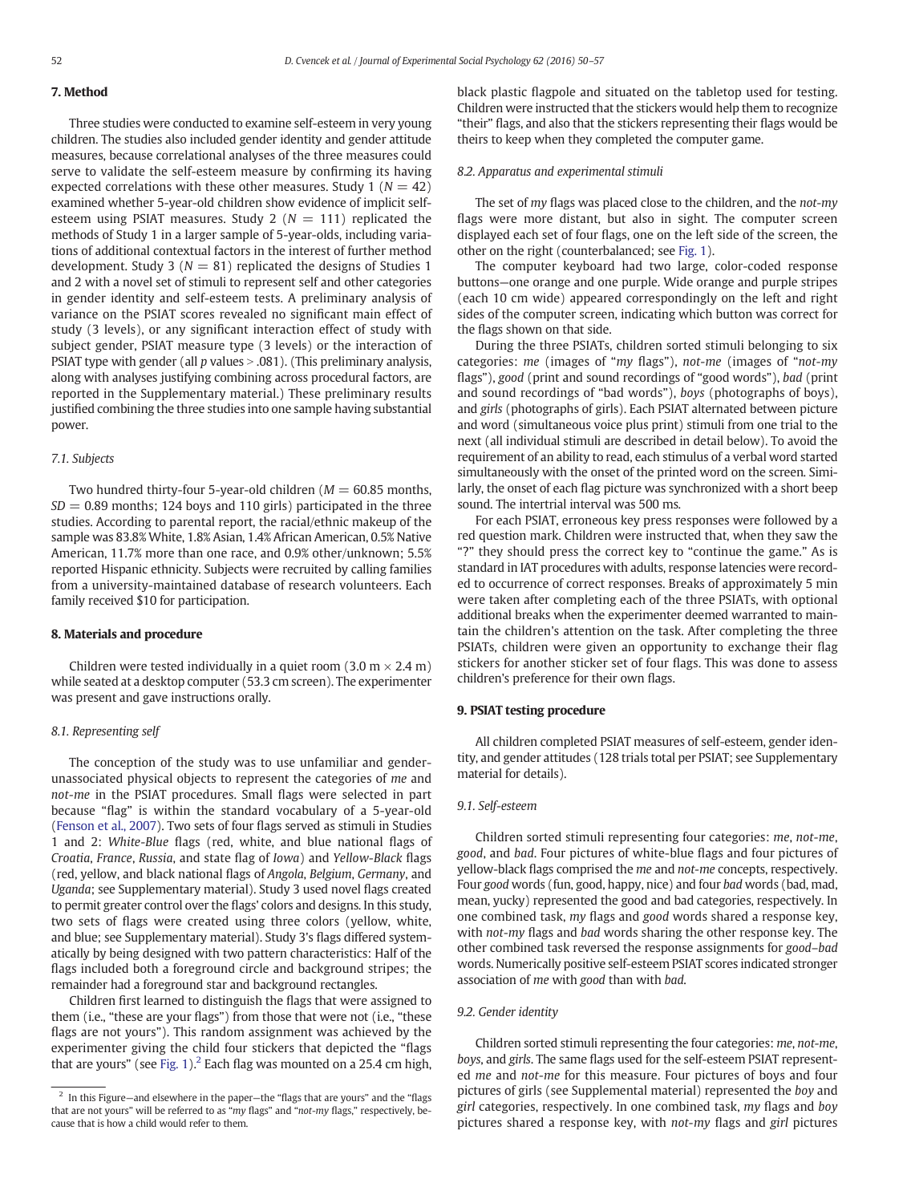## 7. Method

Three studies were conducted to examine self-esteem in very young children. The studies also included gender identity and gender attitude measures, because correlational analyses of the three measures could serve to validate the self-esteem measure by confirming its having expected correlations with these other measures. Study 1 ($N = 42$) examined whether 5-year-old children show evidence of implicit self-esteem using PSIAT measures. Study 2 ($N = 111$) replicated the methods of Study 1 in a larger sample of 5-year-olds, including variations of additional contextual factors in the interest of further method development. Study 3 ($N = 81$) replicated the designs of Studies 1 and 2 with a novel set of stimuli to represent self and other categories in gender identity and self-esteem tests. A preliminary analysis of variance on the PSIAT scores revealed no significant main effect of study (3 levels), or any significant interaction effect of study with subject gender, PSIAT measure type (3 levels) or the interaction of PSIAT type with gender (all $p$ values > .081). (This preliminary analysis, along with analyses justifying combining across procedural factors, are reported in the Supplementary material.) These preliminary results justified combining the three studies into one sample having substantial power.

### 7.1. Subjects

Two hundred thirty-four 5-year-old children ($M = 60.85$ months, $SD = 0.89$ months; 124 boys and 110 girls) participated in the three studies. According to parental report, the racial/ethnic makeup of the sample was 83.8% White, 1.8% Asian, 1.4% African American, 0.5% Native American, 11.7% more than one race, and 0.9% other/unknown; 5.5% reported Hispanic ethnicity. Subjects were recruited by calling families from a university-maintained database of research volunteers. Each family received $10 for participation.

## 8. Materials and procedure

Children were tested individually in a quiet room (3.0 m × 2.4 m) while seated at a desktop computer (53.3 cm screen). The experimenter was present and gave instructions orally.

### 8.1. Representing self

The conception of the study was to use unfamiliar and gender-unassociated physical objects to represent the categories of *me* and *not-me* in the PSIAT procedures. Small flags were selected in part because "flag" is within the standard vocabulary of a 5-year-old (Fenson et al., 2007). Two sets of four flags served as stimuli in Studies 1 and 2: *White-Blue* flags (red, white, and blue national flags of *Croatia*, *France*, *Russia*, and state flag of *Iowa*) and *Yellow-Black* flags (red, yellow, and black national flags of *Angola*, *Belgium*, *Germany*, and *Uganda*; see Supplementary material). Study 3 used novel flags created to permit greater control over the flags' colors and designs. In this study, two sets of flags were created using three colors (yellow, white, and blue; see Supplementary material). Study 3's flags differed systematically by being designed with two pattern characteristics: Half of the flags included both a foreground circle and background stripes; the remainder had a foreground star and background rectangles.

Children first learned to distinguish the flags that were assigned to them (i.e., "these are your flags") from those that were not (i.e., "these flags are not yours"). This random assignment was achieved by the experimenter giving the child four stickers that depicted the "flags that are yours" (see Fig. 1).[2] Each flag was mounted on a 25.4 cm high, black plastic flagpole and situated on the tabletop used for testing. Children were instructed that the stickers would help them to recognize "their" flags, and also that the stickers representing their flags would be theirs to keep when they completed the computer game.

### 8.2. Apparatus and experimental stimuli

The set of *my* flags was placed close to the children, and the *not-my* flags were more distant, but also in sight. The computer screen displayed each set of four flags, one on the left side of the screen, the other on the right (counterbalanced; see Fig. 1).

The computer keyboard had two large, color-coded response buttons—one orange and one purple. Wide orange and purple stripes (each 10 cm wide) appeared correspondingly on the left and right sides of the computer screen, indicating which button was correct for the flags shown on that side.

During the three PSIATs, children sorted stimuli belonging to six categories: *me* (images of "*my* flags"), *not-me* (images of "*not-my* flags"), *good* (print and sound recordings of "good words"), *bad* (print and sound recordings of "bad words"), *boys* (photographs of boys), and *girls* (photographs of girls). Each PSIAT alternated between picture and word (simultaneous voice plus print) stimuli from one trial to the next (all individual stimuli are described in detail below). To avoid the requirement of an ability to read, each stimulus of a verbal word started simultaneously with the onset of the printed word on the screen. Similarly, the onset of each flag picture was synchronized with a short beep sound. The intertrial interval was 500 ms.

For each PSIAT, erroneous key press responses were followed by a red question mark. Children were instructed that, when they saw the "?" they should press the correct key to "continue the game." As is standard in IAT procedures with adults, response latencies were recorded to occurrence of correct responses. Breaks of approximately 5 min were taken after completing each of the three PSIATs, with optional additional breaks when the experimenter deemed warranted to maintain the children's attention on the task. After completing the three PSIATs, children were given an opportunity to exchange their flag stickers for another sticker set of four flags. This was done to assess children's preference for their own flags.

## 9. PSIAT testing procedure

All children completed PSIAT measures of self-esteem, gender identity, and gender attitudes (128 trials total per PSIAT; see Supplementary material for details).

### 9.1. Self-esteem

Children sorted stimuli representing four categories: *me*, *not-me*, *good*, and *bad*. Four pictures of white-blue flags and four pictures of yellow-black flags comprised the *me* and *not-me* concepts, respectively. Four *good* words (fun, good, happy, nice) and four *bad* words (bad, mad, mean, yucky) represented the good and bad categories, respectively. In one combined task, *my* flags and *good* words shared a response key, with *not-my* flags and *bad* words sharing the other response key. The other combined task reversed the response assignments for *good*–*bad* words. Numerically positive self-esteem PSIAT scores indicated stronger association of *me* with *good* than with *bad*.

### 9.2. Gender identity

Children sorted stimuli representing the four categories: *me*, *not-me*, *boys*, and *girls*. The same flags used for the self-esteem PSIAT represented *me* and *not-me* for this measure. Four pictures of boys and four pictures of girls (see Supplemental material) represented the *boy* and *girl* categories, respectively. In one combined task, *my* flags and *boy* pictures shared a response key, with *not-my* flags and *girl* pictures

[2] In this Figure—and elsewhere in the paper—the "flags that are yours" and the "flags that are not yours" will be referred to as "*my* flags" and "*not-my* flags," respectively, because that is how a child would refer to them.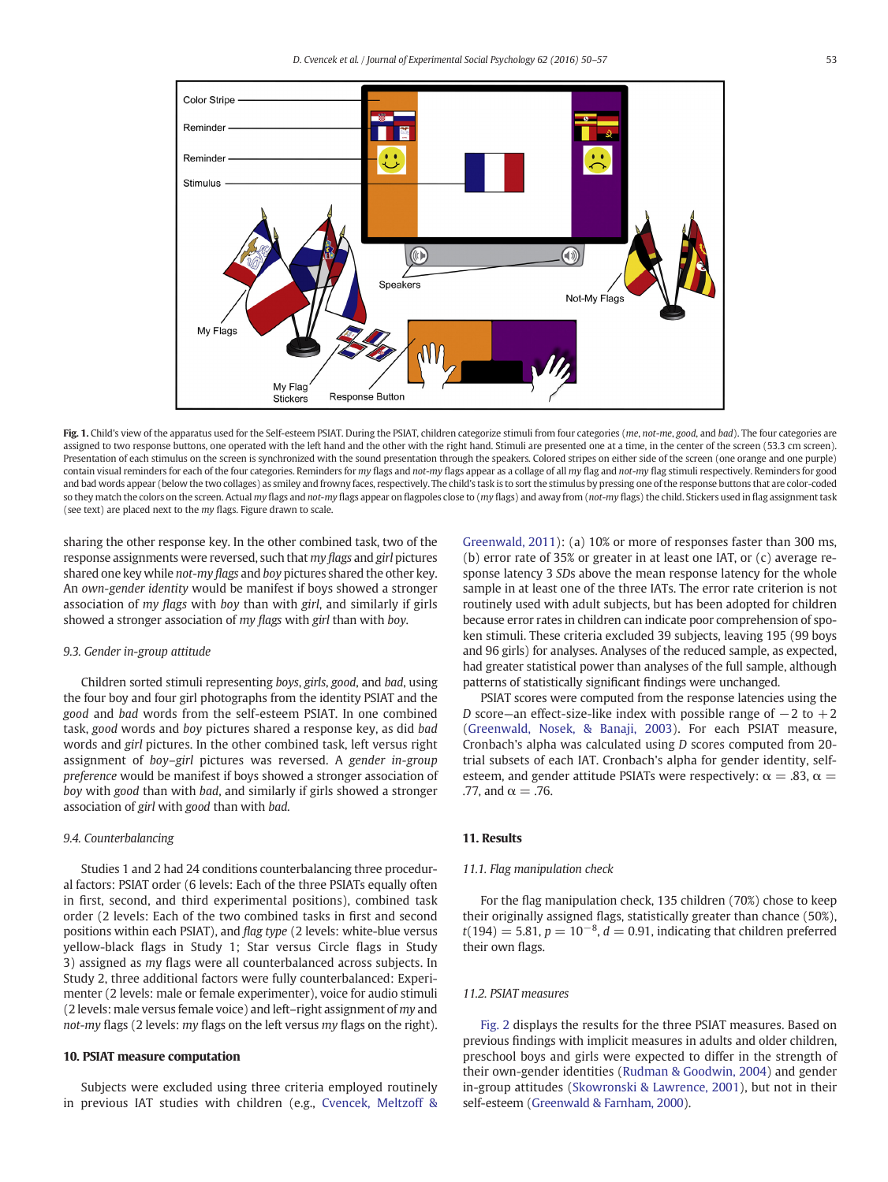**Fig. 1.** Child's view of the apparatus used for the Self-esteem PSIAT. During the PSIAT, children categorize stimuli from four categories (*me*, *not-me*, *good*, and *bad*). The four categories are assigned to two response buttons, one operated with the left hand and the other with the right hand. Stimuli are presented one at a time, in the center of the screen (53.3 cm screen). Presentation of each stimulus on the screen is synchronized with the sound presentation through the speakers. Colored stripes on either side of the screen (one orange and one purple) contain visual reminders for each of the four categories. Reminders for *my* flags and *not-my* flags appear as a collage of all *my* flag and *not-my* flag stimuli respectively. Reminders for good and bad words appear (below the two collages) as smiley and frowny faces, respectively. The child's task is to sort the stimulus by pressing one of the response buttons that are color-coded so they match the colors on the screen. Actual *my* flags and *not-my* flags appear on flagpoles close to (*my* flags) and away from (*not-my* flags) the child. Stickers used in flag assignment task (see text) are placed next to the *my* flags. Figure drawn to scale.

sharing the other response key. In the other combined task, two of the response assignments were reversed, such that *my flags* and *girl* pictures shared one key while *not-my flags* and *boy* pictures shared the other key. An *own-gender identity* would be manifest if boys showed a stronger association of *my flags* with *boy* than with *girl*, and similarly if girls showed a stronger association of *my flags* with *girl* than with *boy*.

### 9.3. Gender in-group attitude

Children sorted stimuli representing *boys*, *girls*, *good*, and *bad*, using the four boy and four girl photographs from the identity PSIAT and the *good* and *bad* words from the self-esteem PSIAT. In one combined task, *good* words and *boy* pictures shared a response key, as did *bad* words and *girl* pictures. In the other combined task, left versus right assignment of *boy–girl* pictures was reversed. A *gender in-group preference* would be manifest if boys showed a stronger association of *boy* with *good* than with *bad*, and similarly if girls showed a stronger association of *girl* with *good* than with *bad*.

### 9.4. Counterbalancing

Studies 1 and 2 had 24 conditions counterbalancing three procedural factors: PSIAT order (6 levels: Each of the three PSIATs equally often in first, second, and third experimental positions), combined task order (2 levels: Each of the two combined tasks in first and second positions within each PSIAT), and *flag type* (2 levels: white-blue versus yellow-black flags in Study 1; Star versus Circle flags in Study 3) assigned as *my* flags were all counterbalanced across subjects. In Study 2, three additional factors were fully counterbalanced: Experimenter (2 levels: male or female experimenter), voice for audio stimuli (2 levels: male versus female voice) and left–right assignment of *my* and *not-my* flags (2 levels: *my* flags on the left versus *my* flags on the right).

## 10. PSIAT measure computation

Subjects were excluded using three criteria employed routinely in previous IAT studies with children (e.g., Cvencek, Meltzoff & Greenwald, 2011): (a) 10% or more of responses faster than 300 ms, (b) error rate of 35% or greater in at least one IAT, or (c) average response latency 3 *SDs* above the mean response latency for the whole sample in at least one of the three IATs. The error rate criterion is not routinely used with adult subjects, but has been adopted for children because error rates in children can indicate poor comprehension of spoken stimuli. These criteria excluded 39 subjects, leaving 195 (99 boys and 96 girls) for analyses. Analyses of the reduced sample, as expected, had greater statistical power than analyses of the full sample, although patterns of statistically significant findings were unchanged.

PSIAT scores were computed from the response latencies using the *D* score—an effect-size-like index with possible range of $-2$ to $+2$ (Greenwald, Nosek, & Banaji, 2003). For each PSIAT measure, Cronbach's alpha was calculated using *D* scores computed from 20-trial subsets of each IAT. Cronbach's alpha for gender identity, self-esteem, and gender attitude PSIATs were respectively: $\alpha = .83$, $\alpha = .77$, and $\alpha = .76$.

## 11. Results

### 11.1. Flag manipulation check

For the flag manipulation check, 135 children (70%) chose to keep their originally assigned flags, statistically greater than chance (50%), $t(194) = 5.81$, $p = 10^{-8}$, $d = 0.91$, indicating that children preferred their own flags.

### 11.2. PSIAT measures

Fig. 2 displays the results for the three PSIAT measures. Based on previous findings with implicit measures in adults and older children, preschool boys and girls were expected to differ in the strength of their own-gender identities (Rudman & Goodwin, 2004) and gender in-group attitudes (Skowronski & Lawrence, 2001), but not in their self-esteem (Greenwald & Farnham, 2000).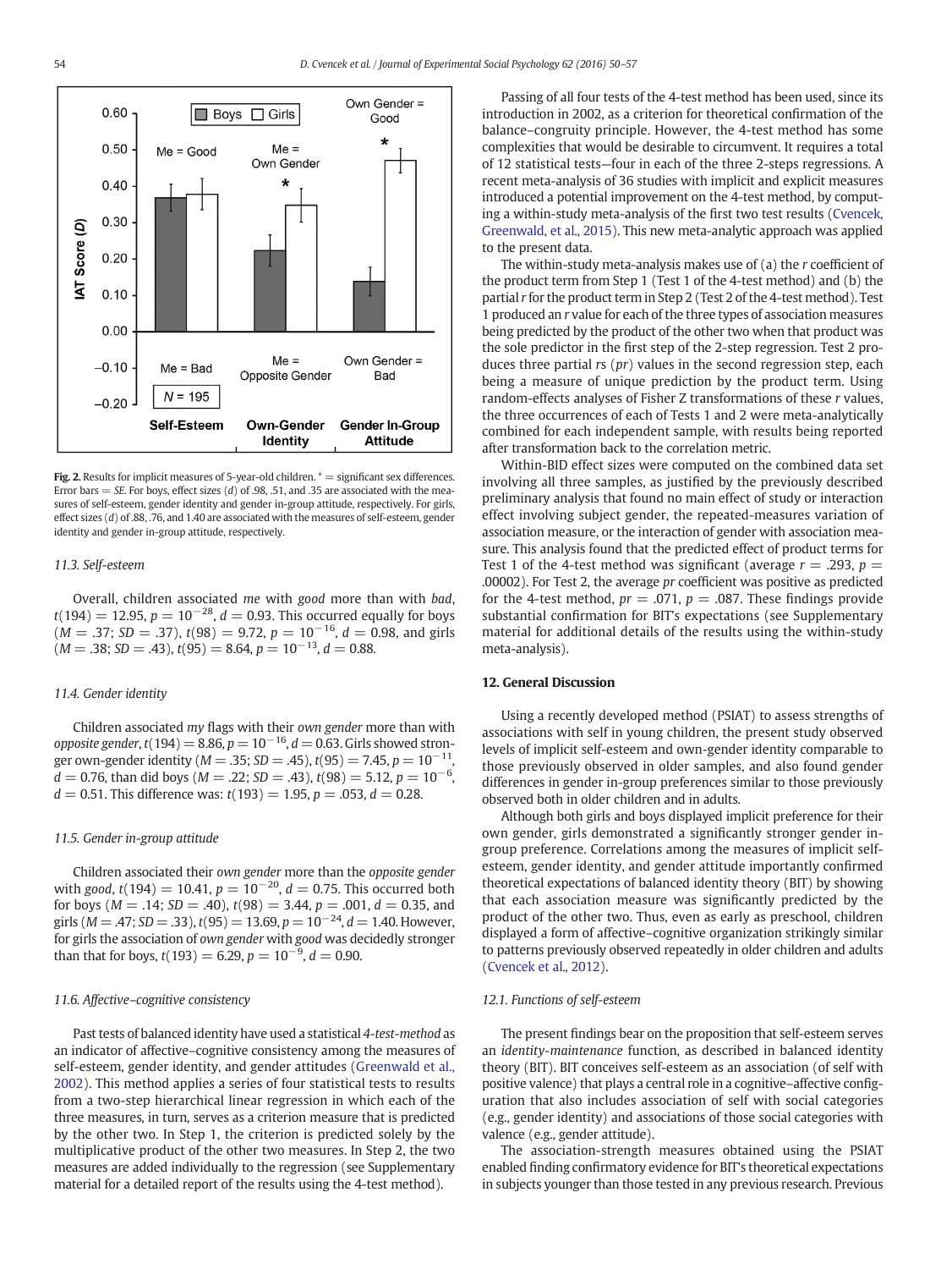Fig. 2. Results for implicit measures of 5-year-old children. * = significant sex differences. Error bars = *SE*. For boys, effect sizes (*d*) of .98, .51, and .35 are associated with the measures of self-esteem, gender identity and gender in-group attitude, respectively. For girls, effect sizes (*d*) of .88, .76, and 1.40 are associated with the measures of self-esteem, gender identity and gender in-group attitude, respectively.

### 11.3. Self-esteem

Overall, children associated *me* with *good* more than with *bad*, $t(194) = 12.95$, $p = 10^{-28}$, $d = 0.93$. This occurred equally for boys ($M = .37$; $SD = .37$), $t(98) = 9.72$, $p = 10^{-16}$, $d = 0.98$, and girls ($M = .38$; $SD = .43$), $t(95) = 8.64$, $p = 10^{-13}$, $d = 0.88$.

### 11.4. Gender identity

Children associated *my* flags with their *own gender* more than with *opposite gender*, $t(194) = 8.86$, $p = 10^{-16}$, $d = 0.63$. Girls showed stronger own-gender identity ($M = .35$; $SD = .45$), $t(95) = 7.45$, $p = 10^{-11}$, $d = 0.76$, than did boys ($M = .22$; $SD = .43$), $t(98) = 5.12$, $p = 10^{-6}$, $d = 0.51$. This difference was: $t(193) = 1.95$, $p = .053$, $d = 0.28$.

### 11.5. Gender in-group attitude

Children associated their *own gender* more than the *opposite gender* with *good*, $t(194) = 10.41$, $p = 10^{-20}$, $d = 0.75$. This occurred both for boys ($M = .14$; $SD = .40$), $t(98) = 3.44$, $p = .001$, $d = 0.35$, and girls ($M = .47$; $SD = .33$), $t(95) = 13.69$, $p = 10^{-24}$, $d = 1.40$. However, for girls the association of *own gender* with *good* was decidedly stronger than that for boys, $t(193) = 6.29$, $p = 10^{-9}$, $d = 0.90$.

### 11.6. Affective–cognitive consistency

Past tests of balanced identity have used a statistical *4-test-method* as an indicator of affective–cognitive consistency among the measures of self-esteem, gender identity, and gender attitudes (Greenwald et al., 2002). This method applies a series of four statistical tests to results from a two-step hierarchical linear regression in which each of the three measures, in turn, serves as a criterion measure that is predicted by the other two. In Step 1, the criterion is predicted solely by the multiplicative product of the other two measures. In Step 2, the two measures are added individually to the regression (see Supplementary material for a detailed report of the results using the 4-test method).

Passing of all four tests of the 4-test method has been used, since its introduction in 2002, as a criterion for theoretical confirmation of the balance–congruity principle. However, the 4-test method has some complexities that would be desirable to circumvent. It requires a total of 12 statistical tests—four in each of the three 2-steps regressions. A recent meta-analysis of 36 studies with implicit and explicit measures introduced a potential improvement on the 4-test method, by computing a within-study meta-analysis of the first two test results (Cvencek, Greenwald, et al., 2015). This new meta-analytic approach was applied to the present data.

The within-study meta-analysis makes use of (a) the *r* coefficient of the product term from Step 1 (Test 1 of the 4-test method) and (b) the partial *r* for the product term in Step 2 (Test 2 of the 4-test method). Test 1 produced an *r* value for each of the three types of association measures being predicted by the product of the other two when that product was the sole predictor in the first step of the 2-step regression. Test 2 produces three partial *rs* (*pr*) values in the second regression step, each being a measure of unique prediction by the product term. Using random-effects analyses of Fisher Z transformations of these *r* values, the three occurrences of each of Tests 1 and 2 were meta-analytically combined for each independent sample, with results being reported after transformation back to the correlation metric.

Within-BID effect sizes were computed on the combined data set involving all three samples, as justified by the previously described preliminary analysis that found no main effect of study or interaction effect involving subject gender, the repeated-measures variation of association measure, or the interaction of gender with association measure. This analysis found that the predicted effect of product terms for Test 1 of the 4-test method was significant (average $r = .293$, $p = .00002$). For Test 2, the average *pr* coefficient was positive as predicted for the 4-test method, $pr = .071$, $p = .087$. These findings provide substantial confirmation for BIT's expectations (see Supplementary material for additional details of the results using the within-study meta-analysis).

## 12. General Discussion

Using a recently developed method (PSIAT) to assess strengths of associations with self in young children, the present study observed levels of implicit self-esteem and own-gender identity comparable to those previously observed in older samples, and also found gender differences in gender in-group preferences similar to those previously observed both in older children and in adults.

Although both girls and boys displayed implicit preference for their own gender, girls demonstrated a significantly stronger gender in-group preference. Correlations among the measures of implicit self-esteem, gender identity, and gender attitude importantly confirmed theoretical expectations of balanced identity theory (BIT) by showing that each association measure was significantly predicted by the product of the other two. Thus, even as early as preschool, children displayed a form of affective–cognitive organization strikingly similar to patterns previously observed repeatedly in older children and adults (Cvencek et al., 2012).

### 12.1. Functions of self-esteem

The present findings bear on the proposition that self-esteem serves an *identity-maintenance* function, as described in balanced identity theory (BIT). BIT conceives self-esteem as an association (of self with positive valence) that plays a central role in a cognitive–affective configuration that also includes association of self with social categories (e.g., gender identity) and associations of those social categories with valence (e.g., gender attitude).

The association-strength measures obtained using the PSIAT enabled finding confirmatory evidence for BIT's theoretical expectations in subjects younger than those tested in any previous research. Previous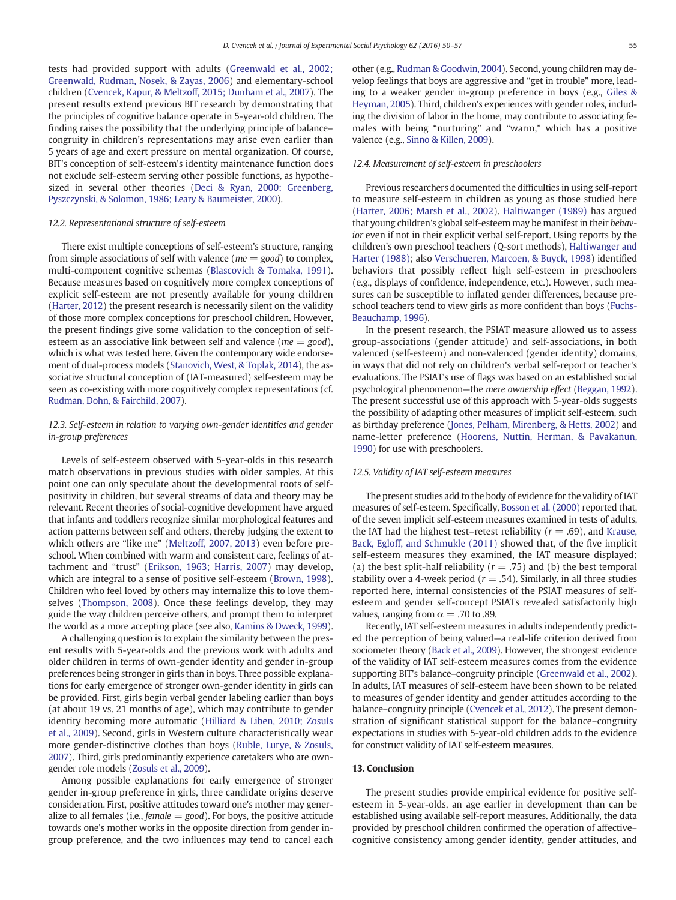tests had provided support with adults (Greenwald et al., 2002; Greenwald, Rudman, Nosek, & Zayas, 2006) and elementary-school children (Cvencek, Kapur, & Meltzoff, 2015; Dunham et al., 2007). The present results extend previous BIT research by demonstrating that the principles of cognitive balance operate in 5-year-old children. The finding raises the possibility that the underlying principle of balance–congruity in children's representations may arise even earlier than 5 years of age and exert pressure on mental organization. Of course, BIT's conception of self-esteem's identity maintenance function does not exclude self-esteem serving other possible functions, as hypothesized in several other theories (Deci & Ryan, 2000; Greenberg, Pyszczynski, & Solomon, 1986; Leary & Baumeister, 2000).

### 12.2. Representational structure of self-esteem

There exist multiple conceptions of self-esteem's structure, ranging from simple associations of self with valence (*me* = *good*) to complex, multi-component cognitive schemas (Blascovich & Tomaka, 1991). Because measures based on cognitively more complex conceptions of explicit self-esteem are not presently available for young children (Harter, 2012) the present research is necessarily silent on the validity of those more complex conceptions for preschool children. However, the present findings give some validation to the conception of self-esteem as an associative link between self and valence (*me* = *good*), which is what was tested here. Given the contemporary wide endorsement of dual-process models (Stanovich, West, & Toplak, 2014), the associative structural conception of (IAT-measured) self-esteem may be seen as co-existing with more cognitively complex representations (cf. Rudman, Dohn, & Fairchild, 2007).

### 12.3. Self-esteem in relation to varying own-gender identities and gender in-group preferences

Levels of self-esteem observed with 5-year-olds in this research match observations in previous studies with older samples. At this point one can only speculate about the developmental roots of self-positivity in children, but several streams of data and theory may be relevant. Recent theories of social-cognitive development have argued that infants and toddlers recognize similar morphological features and action patterns between self and others, thereby judging the extent to which others are "like me" (Meltzoff, 2007, 2013) even before preschool. When combined with warm and consistent care, feelings of attachment and "trust" (Erikson, 1963; Harris, 2007) may develop, which are integral to a sense of positive self-esteem (Brown, 1998). Children who feel loved by others may internalize this to love themselves (Thompson, 2008). Once these feelings develop, they may guide the way children perceive others, and prompt them to interpret the world as a more accepting place (see also, Kamins & Dweck, 1999).

A challenging question is to explain the similarity between the present results with 5-year-olds and the previous work with adults and older children in terms of own-gender identity and gender in-group preferences being stronger in girls than in boys. Three possible explanations for early emergence of stronger own-gender identity in girls can be provided. First, girls begin verbal gender labeling earlier than boys (at about 19 vs. 21 months of age), which may contribute to gender identity becoming more automatic (Hilliard & Liben, 2010; Zosuls et al., 2009). Second, girls in Western culture characteristically wear more gender-distinctive clothes than boys (Ruble, Lurye, & Zosuls, 2007). Third, girls predominantly experience caretakers who are own-gender role models (Zosuls et al., 2009).

Among possible explanations for early emergence of stronger gender in-group preference in girls, three candidate origins deserve consideration. First, positive attitudes toward one's mother may generalize to all females (i.e., *female* = *good*). For boys, the positive attitude towards one's mother works in the opposite direction from gender in-group preference, and the two influences may tend to cancel each other (e.g., Rudman & Goodwin, 2004). Second, young children may develop feelings that boys are aggressive and "get in trouble" more, leading to a weaker gender in-group preference in boys (e.g., Giles & Heyman, 2005). Third, children's experiences with gender roles, including the division of labor in the home, may contribute to associating females with being "nurturing" and "warm," which has a positive valence (e.g., Sinno & Killen, 2009).

### 12.4. Measurement of self-esteem in preschoolers

Previous researchers documented the difficulties in using self-report to measure self-esteem in children as young as those studied here (Harter, 2006; Marsh et al., 2002). Haltiwanger (1989) has argued that young children's global self-esteem may be manifest in their *behavior* even if not in their explicit verbal self-report. Using reports by the children's own preschool teachers (Q-sort methods), Haltiwanger and Harter (1988); also Verschueren, Marcoen, & Buyck, 1998) identified behaviors that possibly reflect high self-esteem in preschoolers (e.g., displays of confidence, independence, etc.). However, such measures can be susceptible to inflated gender differences, because preschool teachers tend to view girls as more confident than boys (Fuchs-Beauchamp, 1996).

In the present research, the PSIAT measure allowed us to assess group-associations (gender attitude) and self-associations, in both valenced (self-esteem) and non-valenced (gender identity) domains, in ways that did not rely on children's verbal self-report or teacher's evaluations. The PSIAT's use of flags was based on an established social psychological phenomenon—the *mere ownership effect* (Beggan, 1992). The present successful use of this approach with 5-year-olds suggests the possibility of adapting other measures of implicit self-esteem, such as birthday preference (Jones, Pelham, Mirenberg, & Hetts, 2002) and name-letter preference (Hoorens, Nuttin, Herman, & Pavakanun, 1990) for use with preschoolers.

### 12.5. Validity of IAT self-esteem measures

The present studies add to the body of evidence for the validity of IAT measures of self-esteem. Specifically, Bosson et al. (2000) reported that, of the seven implicit self-esteem measures examined in tests of adults, the IAT had the highest test–retest reliability ($r = .69$), and Krause, Back, Egloff, and Schmukle (2011) showed that, of the five implicit self-esteem measures they examined, the IAT measure displayed: (a) the best split-half reliability ($r = .75$) and (b) the best temporal stability over a 4-week period ($r = .54$). Similarly, in all three studies reported here, internal consistencies of the PSIAT measures of self-esteem and gender self-concept PSIATs revealed satisfactorily high values, ranging from $\alpha = .70$ to .89.

Recently, IAT self-esteem measures in adults independently predicted the perception of being valued—a real-life criterion derived from sociometer theory (Back et al., 2009). However, the strongest evidence of the validity of IAT self-esteem measures comes from the evidence supporting BIT's balance–congruity principle (Greenwald et al., 2002). In adults, IAT measures of self-esteem have been shown to be related to measures of gender identity and gender attitudes according to the balance–congruity principle (Cvencek et al., 2012). The present demonstration of significant statistical support for the balance–congruity expectations in studies with 5-year-old children adds to the evidence for construct validity of IAT self-esteem measures.

## 13. Conclusion

The present studies provide empirical evidence for positive self-esteem in 5-year-olds, an age earlier in development than can be established using available self-report measures. Additionally, the data provided by preschool children confirmed the operation of affective–cognitive consistency among gender identity, gender attitudes, and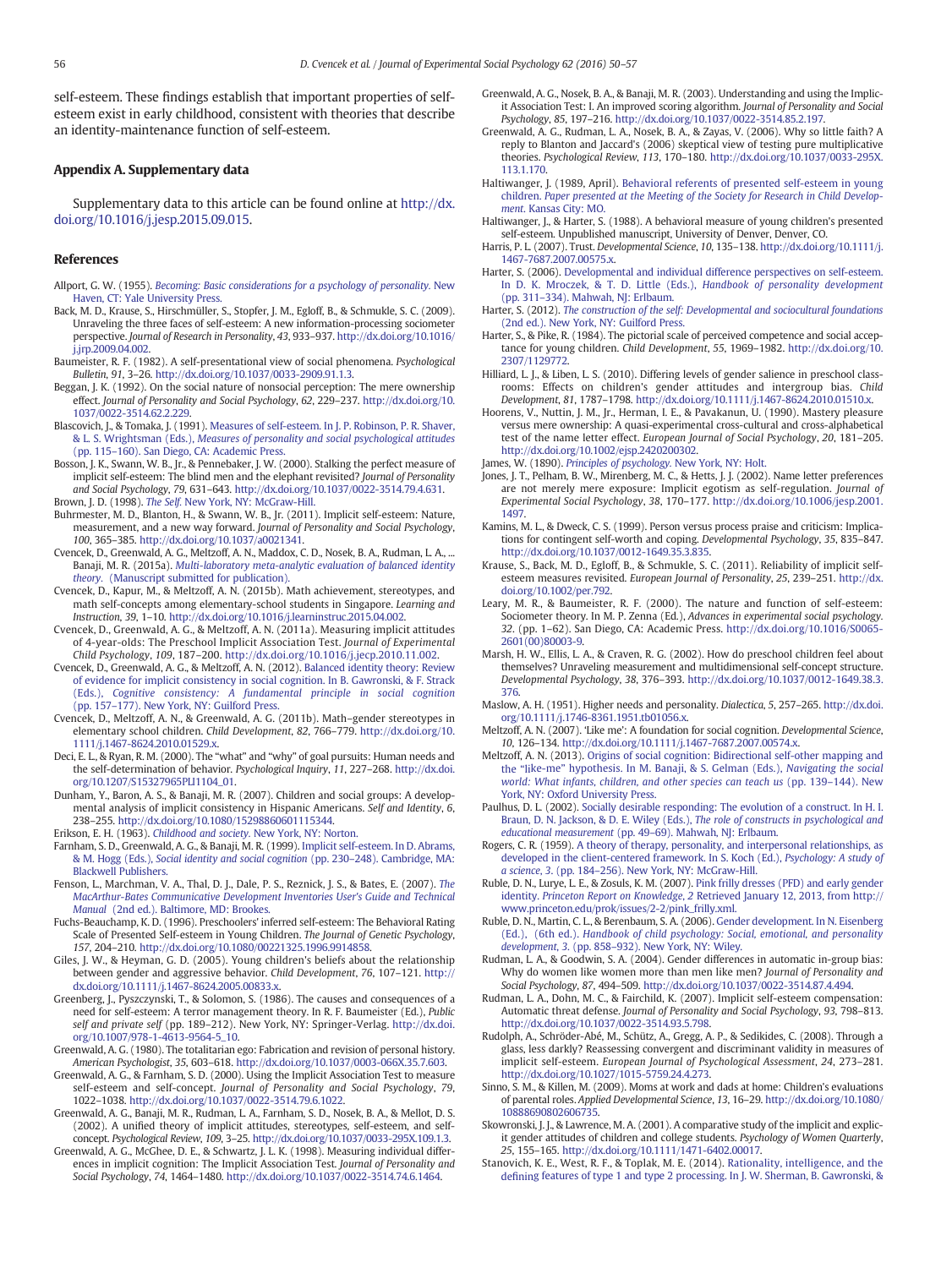self-esteem. These findings establish that important properties of self-esteem exist in early childhood, consistent with theories that describe an identity-maintenance function of self-esteem.

## Appendix A. Supplementary data

Supplementary data to this article can be found online at http://dx.doi.org/10.1016/j.jesp.2015.09.015.

## References

Allport, G. W. (1955). *Becoming: Basic considerations for a psychology of personality*. New Haven, CT: Yale University Press.

Back, M. D., Krause, S., Hirschmüller, S., Stopfer, J. M., Egloff, B., & Schmukle, S. C. (2009). Unraveling the three faces of self-esteem: A new information-processing sociometer perspective. *Journal of Research in Personality*, *43*, 933–937. http://dx.doi.org/10.1016/j.jrp.2009.04.002.

Baumeister, R. F. (1982). A self-presentational view of social phenomena. *Psychological Bulletin*, *91*, 3–26. http://dx.doi.org/10.1037/0033-2909.91.1.3.

Beggan, J. K. (1992). On the social nature of nonsocial perception: The mere ownership effect. *Journal of Personality and Social Psychology*, *62*, 229–237. http://dx.doi.org/10.1037/0022-3514.62.2.229.

Blascovich, J., & Tomaka, J. (1991). Measures of self-esteem. In J. P. Robinson, P. R. Shaver, & L. S. Wrightsman (Eds.), *Measures of personality and social psychological attitudes* (pp. 115–160). San Diego, CA: Academic Press.

Bosson, J. K., Swann, W. B., Jr., & Pennebaker, J. W. (2000). Stalking the perfect measure of implicit self-esteem: The blind men and the elephant revisited? *Journal of Personality and Social Psychology*, *79*, 631–643. http://dx.doi.org/10.1037/0022-3514.79.4.631.

Brown, J. D. (1998). *The Self*. New York, NY: McGraw-Hill.

Buhrmester, M. D., Blanton, H., & Swann, W. B., Jr. (2011). Implicit self-esteem: Nature, measurement, and a new way forward. *Journal of Personality and Social Psychology*, *100*, 365–385. http://dx.doi.org/10.1037/a0021341.

Cvencek, D., Greenwald, A. G., Meltzoff, A. N., Maddox, C. D., Nosek, B. A., Rudman, L. A., ... Banaji, M. R. (2015a). *Multi-laboratory meta-analytic evaluation of balanced identity theory*. (Manuscript submitted for publication).

Cvencek, D., Kapur, M., & Meltzoff, A. N. (2015b). Math achievement, stereotypes, and math self-concepts among elementary-school students in Singapore. *Learning and Instruction*, *39*, 1–10. http://dx.doi.org/10.1016/j.learninstruc.2015.04.002.

Cvencek, D., Greenwald, A. G., & Meltzoff, A. N. (2011a). Measuring implicit attitudes of 4-year-olds: The Preschool Implicit Association Test. *Journal of Experimental Child Psychology*, *109*, 187–200. http://dx.doi.org/10.1016/j.jecp.2010.11.002.

Cvencek, D., Greenwald, A. G., & Meltzoff, A. N. (2012). Balanced identity theory: Review of evidence for implicit consistency in social cognition. In B. Gawronski, & F. Strack (Eds.), *Cognitive consistency: A fundamental principle in social cognition* (pp. 157–177). New York, NY: Guilford Press.

Cvencek, D., Meltzoff, A. N., & Greenwald, A. G. (2011b). Math–gender stereotypes in elementary school children. *Child Development*, *82*, 766–779. http://dx.doi.org/10.1111/j.1467-8624.2010.01529.x.

Deci, E. L., & Ryan, R. M. (2000). The "what" and "why" of goal pursuits: Human needs and the self-determination of behavior. *Psychological Inquiry*, *11*, 227–268. http://dx.doi.org/10.1207/S15327965PLI1104_01.

Dunham, Y., Baron, A. S., & Banaji, M. R. (2007). Children and social groups: A developmental analysis of implicit consistency in Hispanic Americans. *Self and Identity*, *6*, 238–255. http://dx.doi.org/10.1080/15298860601115344.

Erikson, E. H. (1963). *Childhood and society*. New York, NY: Norton.

Farnham, S. D., Greenwald, A. G., & Banaji, M. R. (1999). Implicit self-esteem. In D. Abrams, & M. Hogg (Eds.), *Social identity and social cognition* (pp. 230–248). Cambridge, MA: Blackwell Publishers.

Fenson, L., Marchman, V. A., Thal, D. J., Dale, P. S., Reznick, J. S., & Bates, E. (2007). *The MacArthur-Bates Communicative Development Inventories User's Guide and Technical Manual* (2nd ed.). Baltimore, MD: Brookes.

Fuchs-Beauchamp, K. D. (1996). Preschoolers' inferred self-esteem: The Behavioral Rating Scale of Presented Self-esteem in Young Children. *The Journal of Genetic Psychology*, *157*, 204–210. http://dx.doi.org/10.1080/00221325.1996.9914858.

Giles, J. W., & Heyman, G. D. (2005). Young children's beliefs about the relationship between gender and aggressive behavior. *Child Development*, *76*, 107–121. http://dx.doi.org/10.1111/j.1467-8624.2005.00833.x.

Greenberg, J., Pyszczynski, T., & Solomon, S. (1986). The causes and consequences of a need for self-esteem: A terror management theory. In R. F. Baumeister (Ed.), *Public self and private self* (pp. 189–212). New York, NY: Springer-Verlag. http://dx.doi.org/10.1007/978-1-4613-9564-5_10.

Greenwald, A. G. (1980). The totalitarian ego: Fabrication and revision of personal history. *American Psychologist*, *35*, 603–618. http://dx.doi.org/10.1037/0003-066X.35.7.603.

Greenwald, A. G., & Farnham, S. D. (2000). Using the Implicit Association Test to measure self-esteem and self-concept. *Journal of Personality and Social Psychology*, *79*, 1022–1038. http://dx.doi.org/10.1037/0022-3514.79.6.1022.

Greenwald, A. G., Banaji, M. R., Rudman, L. A., Farnham, S. D., Nosek, B. A., & Mellott, D. S. (2002). A unified theory of implicit attitudes, stereotypes, self-esteem, and self-concept. *Psychological Review*, *109*, 3–25. http://dx.doi.org/10.1037/0033-295X.109.1.3.

Greenwald, A. G., McGhee, D. E., & Schwartz, J. L. K. (1998). Measuring individual differences in implicit cognition: The Implicit Association Test. *Journal of Personality and Social Psychology*, *74*, 1464–1480. http://dx.doi.org/10.1037/0022-3514.74.6.1464.

Greenwald, A. G., Nosek, B. A., & Banaji, M. R. (2003). Understanding and using the Implicit Association Test: I. An improved scoring algorithm. *Journal of Personality and Social Psychology*, *85*, 197–216. http://dx.doi.org/10.1037/0022-3514.85.2.197.

Greenwald, A. G., Rudman, L. A., Nosek, B. A., & Zayas, V. (2006). Why so little faith? A reply to Blanton and Jaccard's (2006) skeptical view of testing pure multiplicative theories. *Psychological Review*, *113*, 170–180. http://dx.doi.org/10.1037/0033-295X.113.1.170.

Haltiwanger, J. (1989, April). Behavioral referents of presented self-esteem in young children. *Paper presented at the Meeting of the Society for Research in Child Development*. Kansas City: MO.

Haltiwanger, J., & Harter, S. (1988). A behavioral measure of young children's presented self-esteem. Unpublished manuscript, University of Denver, Denver, CO.

Harris, P. L. (2007). Trust. *Developmental Science*, *10*, 135–138. http://dx.doi.org/10.1111/j.1467-7687.2007.00575.x.

Harter, S. (2006). Developmental and individual difference perspectives on self-esteem. In D. K. Mroczek, & T. D. Little (Eds.), *Handbook of personality development* (pp. 311–334). Mahwah, NJ: Erlbaum.

Harter, S. (2012). *The construction of the self: Developmental and sociocultural foundations* (2nd ed.). New York, NY: Guilford Press.

Harter, S., & Pike, R. (1984). The pictorial scale of perceived competence and social acceptance for young children. *Child Development*, *55*, 1969–1982. http://dx.doi.org/10.2307/1129772.

Hilliard, L. J., & Liben, L. S. (2010). Differing levels of gender salience in preschool classrooms: Effects on children's gender attitudes and intergroup bias. *Child Development*, *81*, 1787–1798. http://dx.doi.org/10.1111/j.1467-8624.2010.01510.x.

Hoorens, V., Nuttin, J. M., Jr., Herman, I. E., & Pavakanun, U. (1990). Mastery pleasure versus mere ownership: A quasi-experimental cross-cultural and cross-alphabetical test of the name letter effect. *European Journal of Social Psychology*, *20*, 181–205. http://dx.doi.org/10.1002/ejsp.2420200302.

James, W. (1890). *Principles of psychology*. New York, NY: Holt.

Jones, J. T., Pelham, B. W., Mirenberg, M. C., & Hetts, J. J. (2002). Name letter preferences are not merely mere exposure: Implicit egotism as self-regulation. *Journal of Experimental Social Psychology*, *38*, 170–177. http://dx.doi.org/10.1006/jesp.2001.1497.

Kamins, M. L., & Dweck, C. S. (1999). Person versus process praise and criticism: Implications for contingent self-worth and coping. *Developmental Psychology*, *35*, 835–847. http://dx.doi.org/10.1037/0012-1649.35.3.835.

Krause, S., Back, M. D., Egloff, B., & Schmukle, S. C. (2011). Reliability of implicit self-esteem measures revisited. *European Journal of Personality*, *25*, 239–251. http://dx.doi.org/10.1002/per.792.

Leary, M. R., & Baumeister, R. F. (2000). The nature and function of self-esteem: Sociometer theory. In M. P. Zanna (Ed.), *Advances in experimental social psychology*. *32*. (pp. 1–62). San Diego, CA: Academic Press. http://dx.doi.org/10.1016/S0065-2601(00)80003-9.

Marsh, H. W., Ellis, L. A., & Craven, R. G. (2002). How do preschool children feel about themselves? Unraveling measurement and multidimensional self-concept structure. *Developmental Psychology*, *38*, 376–393. http://dx.doi.org/10.1037/0012-1649.38.3.376.

Maslow, A. H. (1951). Higher needs and personality. *Dialectica*, *5*, 257–265. http://dx.doi.org/10.1111/j.1746-8361.1951.tb01056.x.

Meltzoff, A. N. (2007). 'Like me': A foundation for social cognition. *Developmental Science*, *10*, 126–134. http://dx.doi.org/10.1111/j.1467-7687.2007.00574.x.

Meltzoff, A. N. (2013). Origins of social cognition: Bidirectional self-other mapping and the "like-me" hypothesis. In M. Banaji, & S. Gelman (Eds.), *Navigating the social world: What infants, children, and other species can teach us* (pp. 139–144). New York, NY: Oxford University Press.

Paulhus, D. L. (2002). Socially desirable responding: The evolution of a construct. In H. I. Braun, D. N. Jackson, & D. E. Wiley (Eds.), *The role of constructs in psychological and educational measurement* (pp. 49–69). Mahwah, NJ: Erlbaum.

Rogers, C. R. (1959). A theory of therapy, personality, and interpersonal relationships, as developed in the client-centered framework. In S. Koch (Ed.), *Psychology: A study of a science*, *3*. (pp. 184–256). New York, NY: McGraw-Hill.

Ruble, D. N., Lurye, L. E., & Zosuls, K. M. (2007). Pink frilly dresses (PFD) and early gender identity. *Princeton Report on Knowledge*, *2* Retrieved January 12, 2013, from http://www.princeton.edu/prok/issues/2-2/pink_frilly.xml.

Ruble, D. N., Martin, C. L., & Berenbaum, S. A. (2006). Gender development. In N. Eisenberg (Ed.), (6th ed.). *Handbook of child psychology: Social, emotional, and personality development*, *3*. (pp. 858–932). New York, NY: Wiley.

Rudman, L. A., & Goodwin, S. A. (2004). Gender differences in automatic in-group bias: Why do women like women more than men like men? *Journal of Personality and Social Psychology*, *87*, 494–509. http://dx.doi.org/10.1037/0022-3514.87.4.494.

Rudman, L. A., Dohn, M. C., & Fairchild, K. (2007). Implicit self-esteem compensation: Automatic threat defense. *Journal of Personality and Social Psychology*, *93*, 798–813. http://dx.doi.org/10.1037/0022-3514.93.5.798.

Rudolph, A., Schröder-Abé, M., Schütz, A., Gregg, A. P., & Sedikides, C. (2008). Through a glass, less darkly? Reassessing convergent and discriminant validity in measures of implicit self-esteem. *European Journal of Psychological Assessment*, *24*, 273–281. http://dx.doi.org/10.1027/1015-5759.24.4.273.

Sinno, S. M., & Killen, M. (2009). Moms at work and dads at home: Children's evaluations of parental roles. *Applied Developmental Science*, *13*, 16–29. http://dx.doi.org/10.1080/10888690802606735.

Skowronski, J. J., & Lawrence, M. A. (2001). A comparative study of the implicit and explicit gender attitudes of children and college students. *Psychology of Women Quarterly*, *25*, 155–165. http://dx.doi.org/10.1111/1471-6402.00017.

Stanovich, K. E., West, R. F., & Toplak, M. E. (2014). Rationality, intelligence, and the defining features of type 1 and type 2 processing. In J. W. Sherman, B. Gawronski, &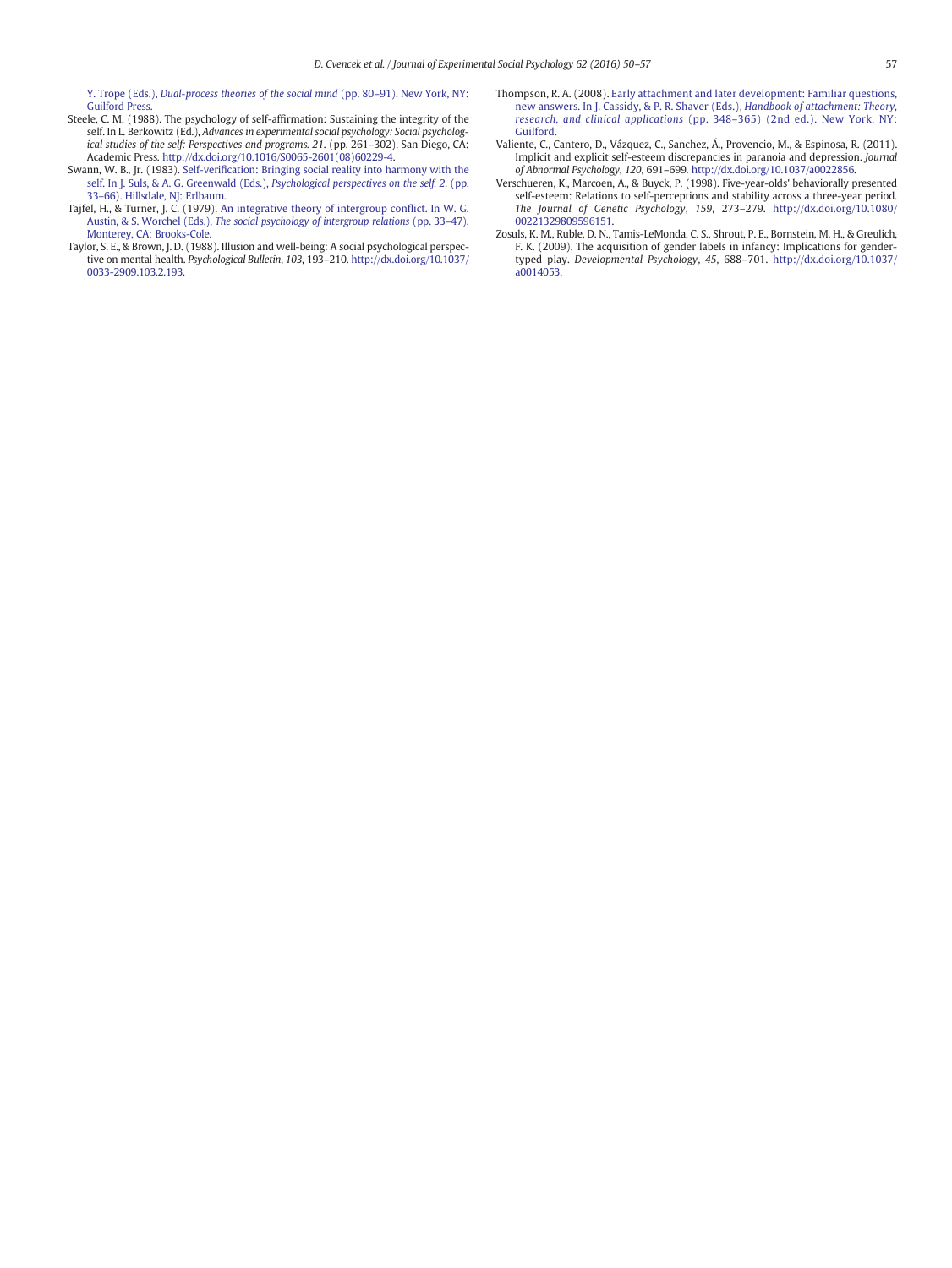Y. Trope (Eds.), *Dual-process theories of the social mind* (pp. 80–91). New York, NY: Guilford Press.

Steele, C. M. (1988). The psychology of self-affirmation: Sustaining the integrity of the self. In L. Berkowitz (Ed.), *Advances in experimental social psychology: Social psychological studies of the self: Perspectives and programs. 21.* (pp. 261–302). San Diego, CA: Academic Press. http://dx.doi.org/10.1016/S0065-2601(08)60229-4.

Swann, W. B., Jr. (1983). Self-verification: Bringing social reality into harmony with the self. In J. Suls, & A. G. Greenwald (Eds.), *Psychological perspectives on the self. 2.* (pp. 33–66). Hillsdale, NJ: Erlbaum.

Tajfel, H., & Turner, J. C. (1979). An integrative theory of intergroup conflict. In W. G. Austin, & S. Worchel (Eds.), *The social psychology of intergroup relations* (pp. 33–47). Monterey, CA: Brooks-Cole.

Taylor, S. E., & Brown, J. D. (1988). Illusion and well-being: A social psychological perspective on mental health. *Psychological Bulletin*, *103*, 193–210. http://dx.doi.org/10.1037/0033-2909.103.2.193.

Thompson, R. A. (2008). Early attachment and later development: Familiar questions, new answers. In J. Cassidy, & P. R. Shaver (Eds.), *Handbook of attachment: Theory, research, and clinical applications* (pp. 348–365) (2nd ed.). New York, NY: Guilford.

Valiente, C., Cantero, D., Vázquez, C., Sanchez, Á., Provencio, M., & Espinosa, R. (2011). Implicit and explicit self-esteem discrepancies in paranoia and depression. *Journal of Abnormal Psychology*, *120*, 691–699. http://dx.doi.org/10.1037/a0022856.

Verschueren, K., Marcoen, A., & Buyck, P. (1998). Five-year-olds' behaviorally presented self-esteem: Relations to self-perceptions and stability across a three-year period. *The Journal of Genetic Psychology*, *159*, 273–279. http://dx.doi.org/10.1080/00221329809596151.

Zosuls, K. M., Ruble, D. N., Tamis-LeMonda, C. S., Shrout, P. E., Bornstein, M. H., & Greulich, F. K. (2009). The acquisition of gender labels in infancy: Implications for gender-typed play. *Developmental Psychology*, *45*, 688–701. http://dx.doi.org/10.1037/a0014053.